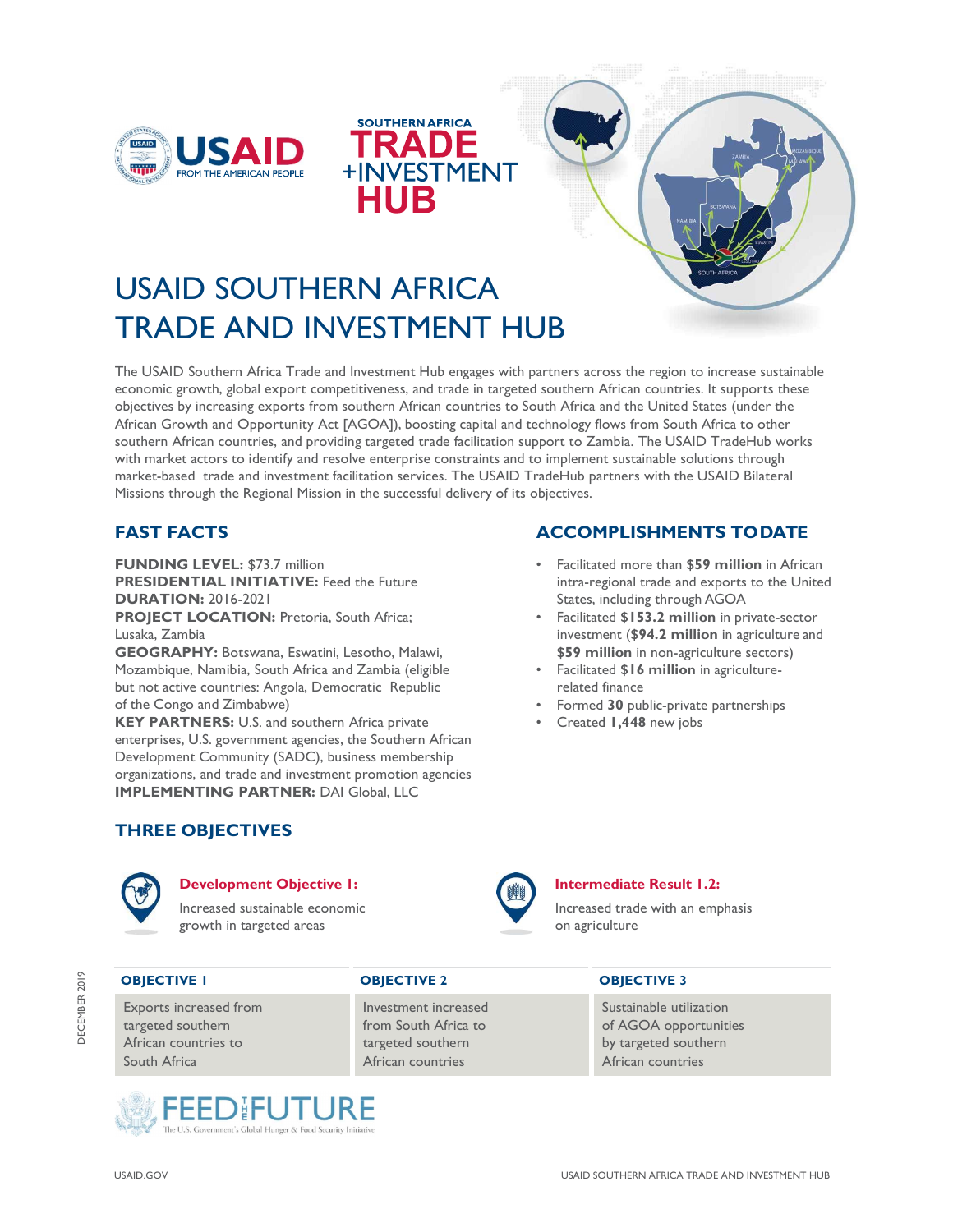# USAID SOUTHERN AFRICA TRADE AND INVESTMENT HUB

The USAID Southern Africa Trade and Investment Hub engages with partners across the region to increase sustainable economic growth, global export competitiveness, and trade in targeted southern African countries. It supports these objectives by increasing exports from southern African countries to South Africa and the United States (under the African Growth and Opportunity Act [AGOA]), boosting capital and technology flows from South Africa to other southern African countries, and providing targeted trade facilitation support to Zambia. The USAID TradeHub works with market actors to identify and resolve enterprise constraints and to implement sustainable solutions through market-based trade and investment facilitation services. The USAID TradeHub partners with the USAID Bilateral Missions through the Regional Mission in the successful delivery of its objectives.

## FAST FACTS

**FUNDING LEVEL:** $73.7 million
**PRESIDENTIAL INITIATIVE:** Feed the Future
**DURATION:** 2016-2021
**PROJECT LOCATION:** Pretoria, South Africa; Lusaka, Zambia
**GEOGRAPHY:** Botswana, Eswatini, Lesotho, Malawi, Mozambique, Namibia, South Africa and Zambia (eligible but not active countries: Angola, Democratic Republic of the Congo and Zimbabwe)
**KEY PARTNERS:** U.S. and southern Africa private enterprises, U.S. government agencies, the Southern African Development Community (SADC), business membership organizations, and trade and investment promotion agencies
**IMPLEMENTING PARTNER:** DAI Global, LLC

## ACCOMPLISHMENTS TODATE

- Facilitated more than **$59 million** in African intra-regional trade and exports to the United States, including through AGOA
- Facilitated **$153.2 million** in private-sector investment (**$94.2 million** in agriculture and **$59 million** in non-agriculture sectors)
- Facilitated **$16 million** in agriculture-related finance
- Formed **30** public-private partnerships
- Created **1,448** new jobs

## THREE OBJECTIVES

**Development Objective 1:**
Increased sustainable economic growth in targeted areas

**Intermediate Result 1.2:**
Increased trade with an emphasis on agriculture

| OBJECTIVE 1 | OBJECTIVE 2 | OBJECTIVE 3 |
|---|---|---|
| Exports increased from targeted southern African countries to South Africa | Investment increased from South Africa to targeted southern African countries | Sustainable utilization of AGOA opportunities by targeted southern African countries |

DECEMBER 2019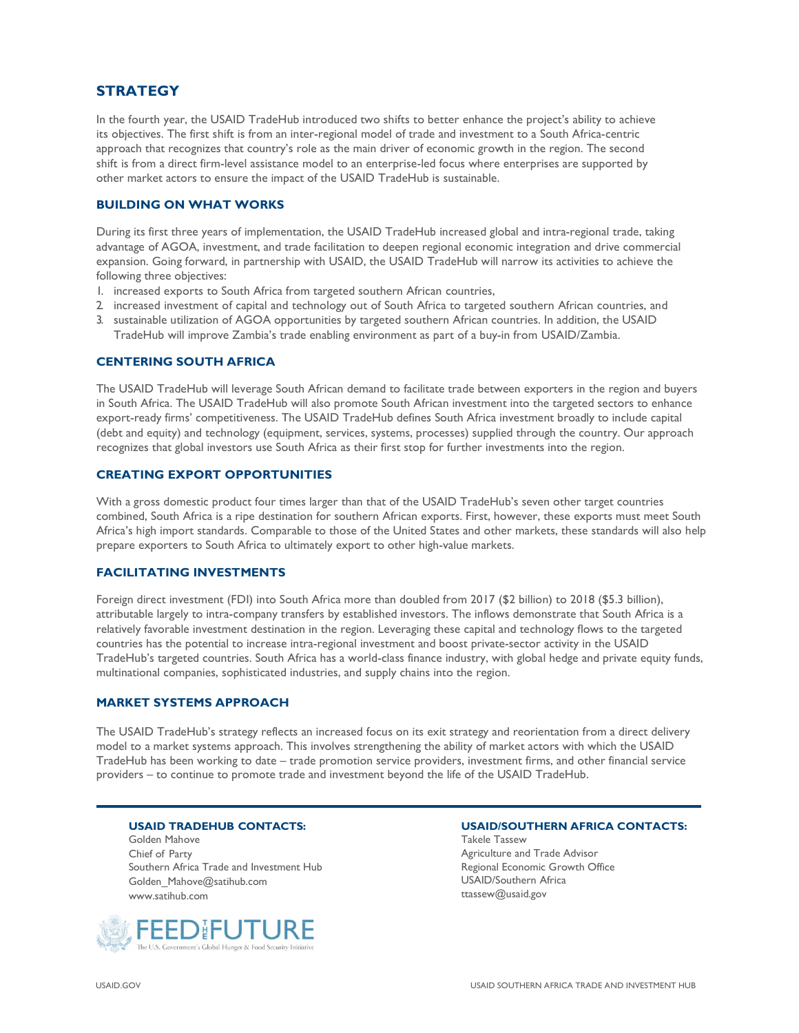## STRATEGY

In the fourth year, the USAID TradeHub introduced two shifts to better enhance the project's ability to achieve its objectives. The first shift is from an inter-regional model of trade and investment to a South Africa-centric approach that recognizes that country's role as the main driver of economic growth in the region. The second shift is from a direct firm-level assistance model to an enterprise-led focus where enterprises are supported by other market actors to ensure the impact of the USAID TradeHub is sustainable.

### BUILDING ON WHAT WORKS

During its first three years of implementation, the USAID TradeHub increased global and intra-regional trade, taking advantage of AGOA, investment, and trade facilitation to deepen regional economic integration and drive commercial expansion. Going forward, in partnership with USAID, the USAID TradeHub will narrow its activities to achieve the following three objectives:

1. increased exports to South Africa from targeted southern African countries,
2. increased investment of capital and technology out of South Africa to targeted southern African countries, and
3. sustainable utilization of AGOA opportunities by targeted southern African countries. In addition, the USAID TradeHub will improve Zambia's trade enabling environment as part of a buy-in from USAID/Zambia.

### CENTERING SOUTH AFRICA

The USAID TradeHub will leverage South African demand to facilitate trade between exporters in the region and buyers in South Africa. The USAID TradeHub will also promote South African investment into the targeted sectors to enhance export-ready firms' competitiveness. The USAID TradeHub defines South Africa investment broadly to include capital (debt and equity) and technology (equipment, services, systems, processes) supplied through the country. Our approach recognizes that global investors use South Africa as their first stop for further investments into the region.

### CREATING EXPORT OPPORTUNITIES

With a gross domestic product four times larger than that of the USAID TradeHub's seven other target countries combined, South Africa is a ripe destination for southern African exports. First, however, these exports must meet South Africa's high import standards. Comparable to those of the United States and other markets, these standards will also help prepare exporters to South Africa to ultimately export to other high-value markets.

### FACILITATING INVESTMENTS

Foreign direct investment (FDI) into South Africa more than doubled from 2017 ($2 billion) to 2018 ($5.3 billion), attributable largely to intra-company transfers by established investors. The inflows demonstrate that South Africa is a relatively favorable investment destination in the region. Leveraging these capital and technology flows to the targeted countries has the potential to increase intra-regional investment and boost private-sector activity in the USAID TradeHub's targeted countries. South Africa has a world-class finance industry, with global hedge and private equity funds, multinational companies, sophisticated industries, and supply chains into the region.

### MARKET SYSTEMS APPROACH

The USAID TradeHub's strategy reflects an increased focus on its exit strategy and reorientation from a direct delivery model to a market systems approach. This involves strengthening the ability of market actors with which the USAID TradeHub has been working to date – trade promotion service providers, investment firms, and other financial service providers – to continue to promote trade and investment beyond the life of the USAID TradeHub.

---

**USAID TRADEHUB CONTACTS:**
Golden Mahove
Chief of Party
Southern Africa Trade and Investment Hub
Golden_Mahove@satihub.com
www.satihub.com

**USAID/SOUTHERN AFRICA CONTACTS:**
Takele Tassew
Agriculture and Trade Advisor
Regional Economic Growth Office
USAID/Southern Africa
ttassew@usaid.gov

FEED THE FUTURE
The U.S. Government's Global Hunger & Food Security Initiative